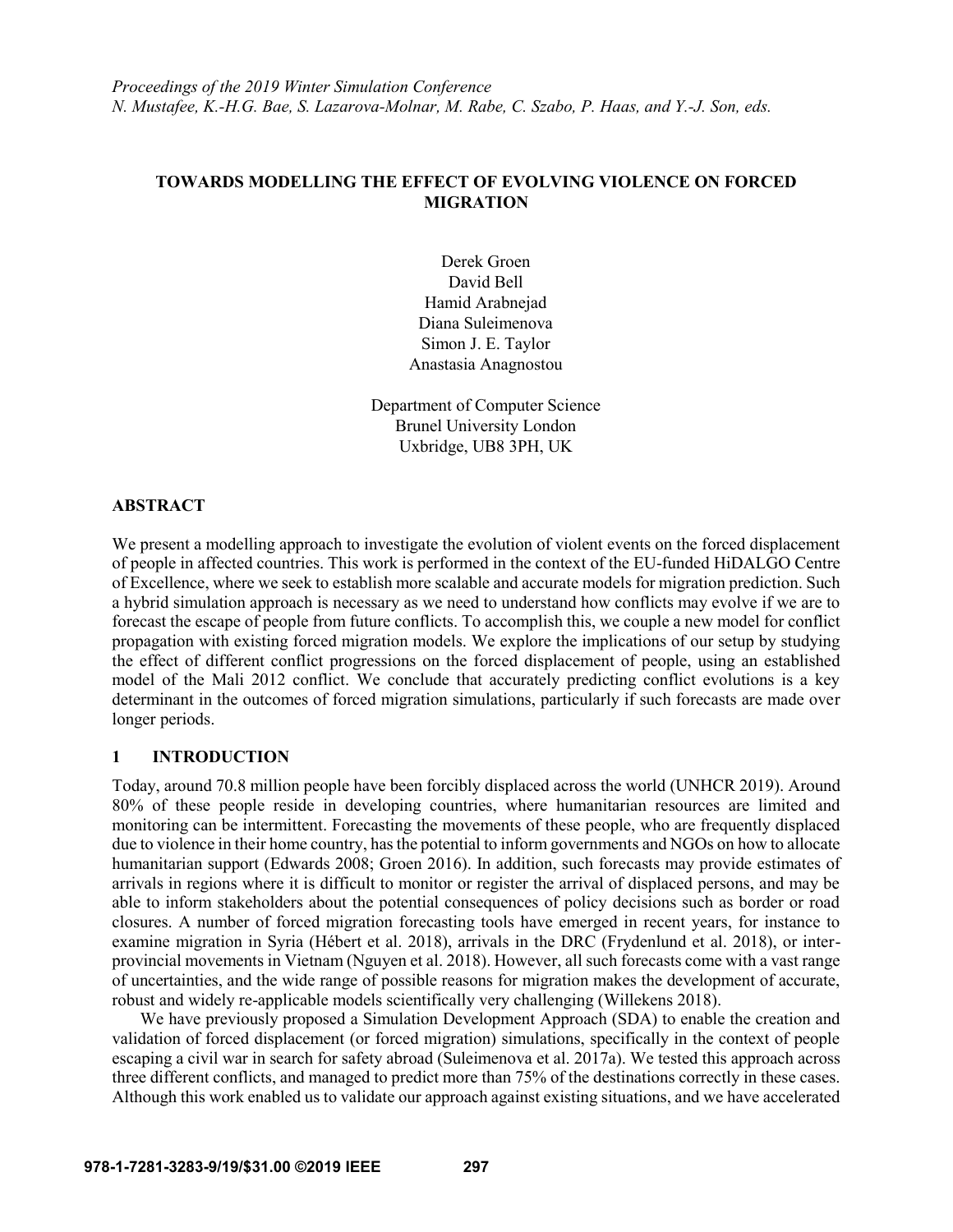*Proceedings of the 2019 Winter Simulation Conference*
*N. Mustafee, K.-H.G. Bae, S. Lazarova-Molnar, M. Rabe, C. Szabo, P. Haas, and Y.-J. Son, eds.*

# TOWARDS MODELLING THE EFFECT OF EVOLVING VIOLENCE ON FORCED MIGRATION

Derek Groen
David Bell
Hamid Arabnejad
Diana Suleimenova
Simon J. E. Taylor
Anastasia Anagnostou

Department of Computer Science
Brunel University London
Uxbridge, UB8 3PH, UK

## ABSTRACT

We present a modelling approach to investigate the evolution of violent events on the forced displacement of people in affected countries. This work is performed in the context of the EU-funded HiDALGO Centre of Excellence, where we seek to establish more scalable and accurate models for migration prediction. Such a hybrid simulation approach is necessary as we need to understand how conflicts may evolve if we are to forecast the escape of people from future conflicts. To accomplish this, we couple a new model for conflict propagation with existing forced migration models. We explore the implications of our setup by studying the effect of different conflict progressions on the forced displacement of people, using an established model of the Mali 2012 conflict. We conclude that accurately predicting conflict evolutions is a key determinant in the outcomes of forced migration simulations, particularly if such forecasts are made over longer periods.

## 1 INTRODUCTION

Today, around 70.8 million people have been forcibly displaced across the world (UNHCR 2019). Around 80% of these people reside in developing countries, where humanitarian resources are limited and monitoring can be intermittent. Forecasting the movements of these people, who are frequently displaced due to violence in their home country, has the potential to inform governments and NGOs on how to allocate humanitarian support (Edwards 2008; Groen 2016). In addition, such forecasts may provide estimates of arrivals in regions where it is difficult to monitor or register the arrival of displaced persons, and may be able to inform stakeholders about the potential consequences of policy decisions such as border or road closures. A number of forced migration forecasting tools have emerged in recent years, for instance to examine migration in Syria (Hébert et al. 2018), arrivals in the DRC (Frydenlund et al. 2018), or inter-provincial movements in Vietnam (Nguyen et al. 2018). However, all such forecasts come with a vast range of uncertainties, and the wide range of possible reasons for migration makes the development of accurate, robust and widely re-applicable models scientifically very challenging (Willekens 2018).

We have previously proposed a Simulation Development Approach (SDA) to enable the creation and validation of forced displacement (or forced migration) simulations, specifically in the context of people escaping a civil war in search for safety abroad (Suleimenova et al. 2017a). We tested this approach across three different conflicts, and managed to predict more than 75% of the destinations correctly in these cases. Although this work enabled us to validate our approach against existing situations, and we have accelerated

978-1-7281-3283-9/19/$31.00 ©2019 IEEE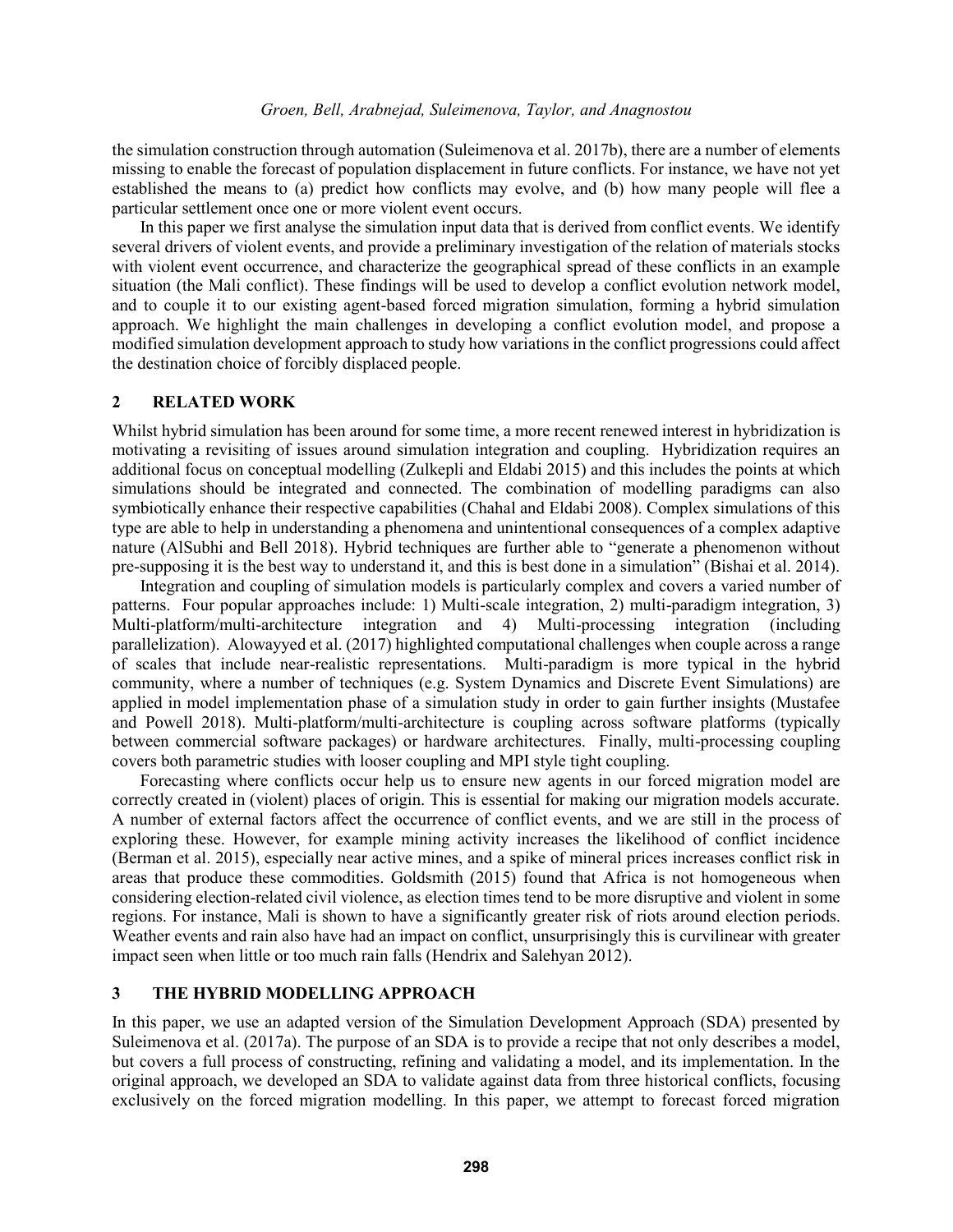the simulation construction through automation (Suleimenova et al. 2017b), there are a number of elements missing to enable the forecast of population displacement in future conflicts. For instance, we have not yet established the means to (a) predict how conflicts may evolve, and (b) how many people will flee a particular settlement once one or more violent event occurs.

In this paper we first analyse the simulation input data that is derived from conflict events. We identify several drivers of violent events, and provide a preliminary investigation of the relation of materials stocks with violent event occurrence, and characterize the geographical spread of these conflicts in an example situation (the Mali conflict). These findings will be used to develop a conflict evolution network model, and to couple it to our existing agent-based forced migration simulation, forming a hybrid simulation approach. We highlight the main challenges in developing a conflict evolution model, and propose a modified simulation development approach to study how variations in the conflict progressions could affect the destination choice of forcibly displaced people.

## 2 RELATED WORK

Whilst hybrid simulation has been around for some time, a more recent renewed interest in hybridization is motivating a revisiting of issues around simulation integration and coupling. Hybridization requires an additional focus on conceptual modelling (Zulkepli and Eldabi 2015) and this includes the points at which simulations should be integrated and connected. The combination of modelling paradigms can also symbiotically enhance their respective capabilities (Chahal and Eldabi 2008). Complex simulations of this type are able to help in understanding a phenomena and unintentional consequences of a complex adaptive nature (AlSubhi and Bell 2018). Hybrid techniques are further able to "generate a phenomenon without pre-supposing it is the best way to understand it, and this is best done in a simulation" (Bishai et al. 2014).

Integration and coupling of simulation models is particularly complex and covers a varied number of patterns. Four popular approaches include: 1) Multi-scale integration, 2) multi-paradigm integration, 3) Multi-platform/multi-architecture integration and 4) Multi-processing integration (including parallelization). Alowayyed et al. (2017) highlighted computational challenges when couple across a range of scales that include near-realistic representations. Multi-paradigm is more typical in the hybrid community, where a number of techniques (e.g. System Dynamics and Discrete Event Simulations) are applied in model implementation phase of a simulation study in order to gain further insights (Mustafee and Powell 2018). Multi-platform/multi-architecture is coupling across software platforms (typically between commercial software packages) or hardware architectures. Finally, multi-processing coupling covers both parametric studies with looser coupling and MPI style tight coupling.

Forecasting where conflicts occur help us to ensure new agents in our forced migration model are correctly created in (violent) places of origin. This is essential for making our migration models accurate. A number of external factors affect the occurrence of conflict events, and we are still in the process of exploring these. However, for example mining activity increases the likelihood of conflict incidence (Berman et al. 2015), especially near active mines, and a spike of mineral prices increases conflict risk in areas that produce these commodities. Goldsmith (2015) found that Africa is not homogeneous when considering election-related civil violence, as election times tend to be more disruptive and violent in some regions. For instance, Mali is shown to have a significantly greater risk of riots around election periods. Weather events and rain also have had an impact on conflict, unsurprisingly this is curvilinear with greater impact seen when little or too much rain falls (Hendrix and Salehyan 2012).

## 3 THE HYBRID MODELLING APPROACH

In this paper, we use an adapted version of the Simulation Development Approach (SDA) presented by Suleimenova et al. (2017a). The purpose of an SDA is to provide a recipe that not only describes a model, but covers a full process of constructing, refining and validating a model, and its implementation. In the original approach, we developed an SDA to validate against data from three historical conflicts, focusing exclusively on the forced migration modelling. In this paper, we attempt to forecast forced migration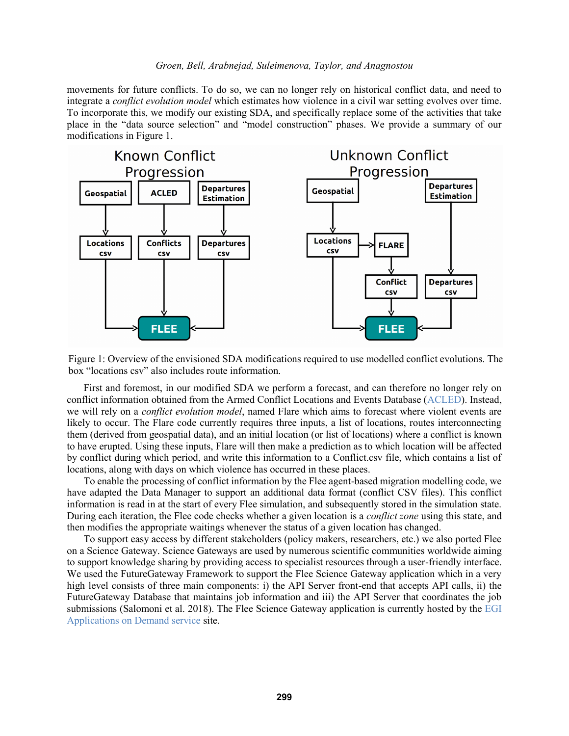movements for future conflicts. To do so, we can no longer rely on historical conflict data, and need to integrate a *conflict evolution model* which estimates how violence in a civil war setting evolves over time. To incorporate this, we modify our existing SDA, and specifically replace some of the activities that take place in the "data source selection" and "model construction" phases. We provide a summary of our modifications in Figure 1.

Known Conflict Progression

Geospatial

ACLED

Departures Estimation

Locations csv

Conflicts csv

Departures csv

FLEE

Unknown Conflict Progression

Geospatial

Departures Estimation

Locations csv

FLARE

Conflict csv

Departures csv

FLEE

Figure 1: Overview of the envisioned SDA modifications required to use modelled conflict evolutions. The box "locations csv" also includes route information.

First and foremost, in our modified SDA we perform a forecast, and can therefore no longer rely on conflict information obtained from the Armed Conflict Locations and Events Database (ACLED). Instead, we will rely on a *conflict evolution model*, named Flare which aims to forecast where violent events are likely to occur. The Flare code currently requires three inputs, a list of locations, routes interconnecting them (derived from geospatial data), and an initial location (or list of locations) where a conflict is known to have erupted. Using these inputs, Flare will then make a prediction as to which location will be affected by conflict during which period, and write this information to a Conflict.csv file, which contains a list of locations, along with days on which violence has occurred in these places.

To enable the processing of conflict information by the Flee agent-based migration modelling code, we have adapted the Data Manager to support an additional data format (conflict CSV files). This conflict information is read in at the start of every Flee simulation, and subsequently stored in the simulation state. During each iteration, the Flee code checks whether a given location is a *conflict zone* using this state, and then modifies the appropriate waitings whenever the status of a given location has changed.

To support easy access by different stakeholders (policy makers, researchers, etc.) we also ported Flee on a Science Gateway. Science Gateways are used by numerous scientific communities worldwide aiming to support knowledge sharing by providing access to specialist resources through a user-friendly interface. We used the FutureGateway Framework to support the Flee Science Gateway application which in a very high level consists of three main components: i) the API Server front-end that accepts API calls, ii) the FutureGateway Database that maintains job information and iii) the API Server that coordinates the job submissions (Salomoni et al. 2018). The Flee Science Gateway application is currently hosted by the EGI Applications on Demand service site.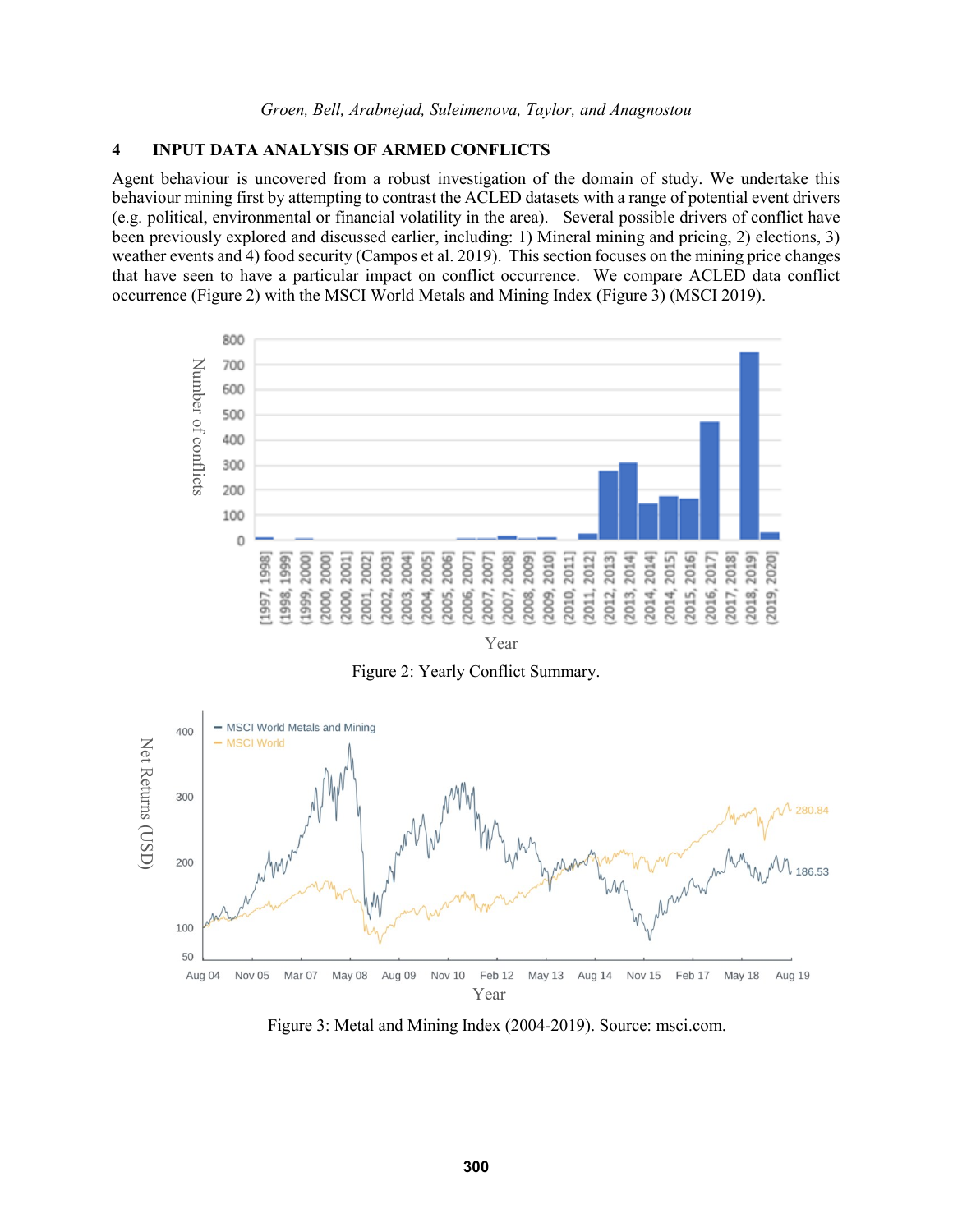## 4 INPUT DATA ANALYSIS OF ARMED CONFLICTS

Agent behaviour is uncovered from a robust investigation of the domain of study. We undertake this behaviour mining first by attempting to contrast the ACLED datasets with a range of potential event drivers (e.g. political, environmental or financial volatility in the area). Several possible drivers of conflict have been previously explored and discussed earlier, including: 1) Mineral mining and pricing, 2) elections, 3) weather events and 4) food security (Campos et al. 2019). This section focuses on the mining price changes that have seen to have a particular impact on conflict occurrence. We compare ACLED data conflict occurrence (Figure 2) with the MSCI World Metals and Mining Index (Figure 3) (MSCI 2019).

Figure 2: Yearly Conflict Summary.

Figure 3: Metal and Mining Index (2004-2019). Source: msci.com.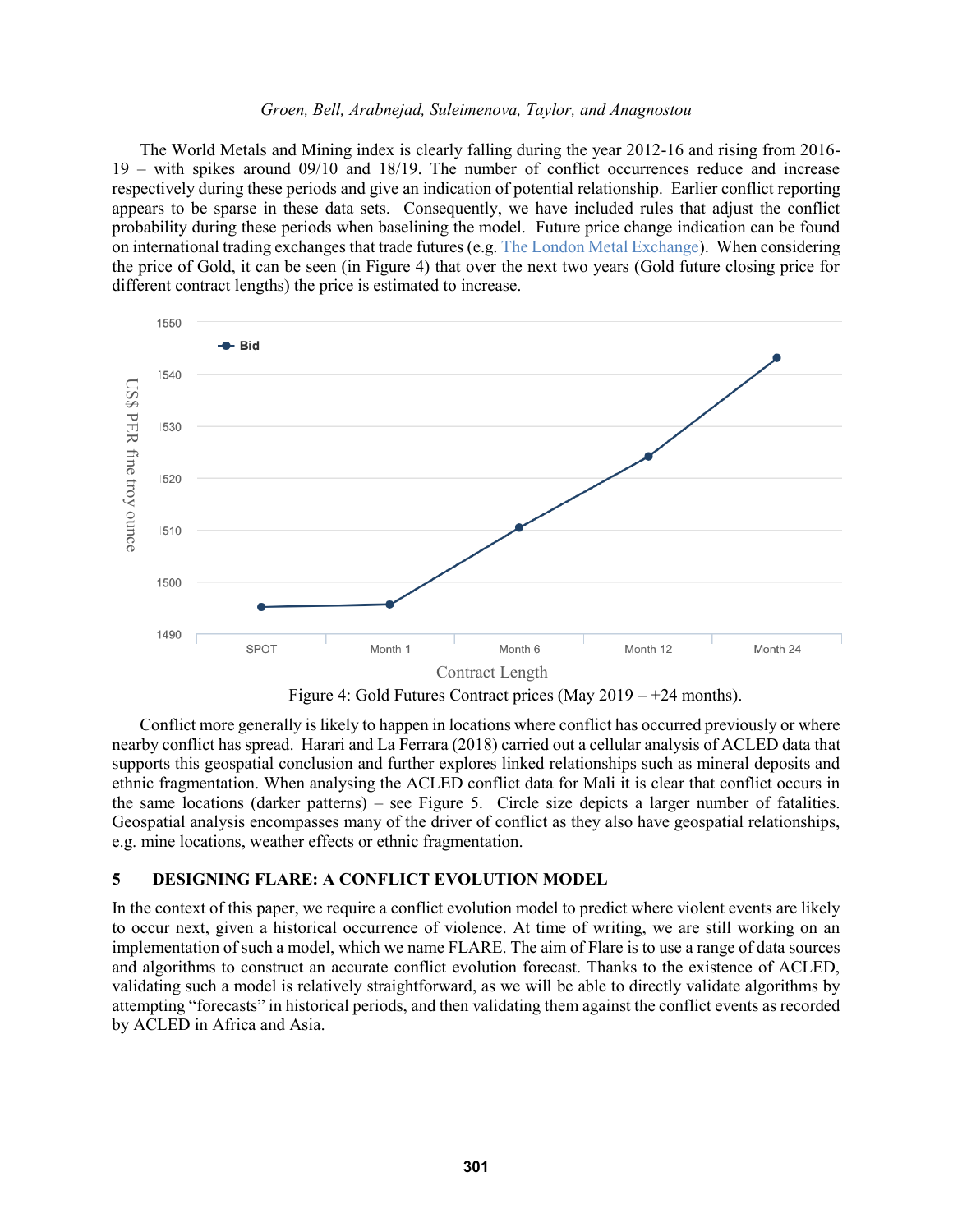The World Metals and Mining index is clearly falling during the year 2012-16 and rising from 2016-19 – with spikes around 09/10 and 18/19. The number of conflict occurrences reduce and increase respectively during these periods and give an indication of potential relationship. Earlier conflict reporting appears to be sparse in these data sets. Consequently, we have included rules that adjust the conflict probability during these periods when baselining the model. Future price change indication can be found on international trading exchanges that trade futures (e.g. The London Metal Exchange). When considering the price of Gold, it can be seen (in Figure 4) that over the next two years (Gold future closing price for different contract lengths) the price is estimated to increase.

Figure 4: Gold Futures Contract prices (May 2019 – +24 months).

Conflict more generally is likely to happen in locations where conflict has occurred previously or where nearby conflict has spread. Harari and La Ferrara (2018) carried out a cellular analysis of ACLED data that supports this geospatial conclusion and further explores linked relationships such as mineral deposits and ethnic fragmentation. When analysing the ACLED conflict data for Mali it is clear that conflict occurs in the same locations (darker patterns) – see Figure 5. Circle size depicts a larger number of fatalities. Geospatial analysis encompasses many of the driver of conflict as they also have geospatial relationships, e.g. mine locations, weather effects or ethnic fragmentation.

## 5 DESIGNING FLARE: A CONFLICT EVOLUTION MODEL

In the context of this paper, we require a conflict evolution model to predict where violent events are likely to occur next, given a historical occurrence of violence. At time of writing, we are still working on an implementation of such a model, which we name FLARE. The aim of Flare is to use a range of data sources and algorithms to construct an accurate conflict evolution forecast. Thanks to the existence of ACLED, validating such a model is relatively straightforward, as we will be able to directly validate algorithms by attempting "forecasts" in historical periods, and then validating them against the conflict events as recorded by ACLED in Africa and Asia.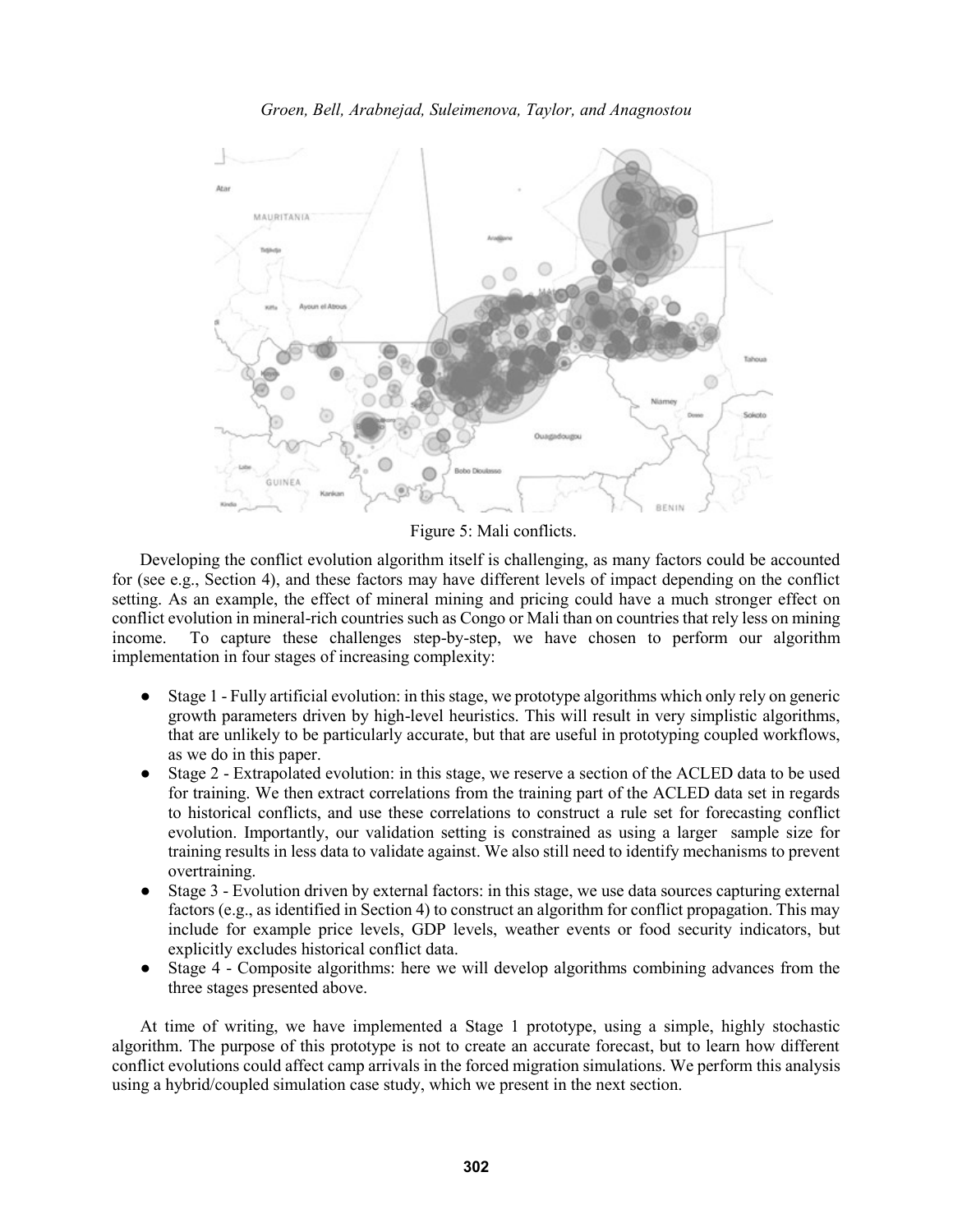Figure 5: Mali conflicts.

Developing the conflict evolution algorithm itself is challenging, as many factors could be accounted for (see e.g., Section 4), and these factors may have different levels of impact depending on the conflict setting. As an example, the effect of mineral mining and pricing could have a much stronger effect on conflict evolution in mineral-rich countries such as Congo or Mali than on countries that rely less on mining income. To capture these challenges step-by-step, we have chosen to perform our algorithm implementation in four stages of increasing complexity:

- Stage 1 - Fully artificial evolution: in this stage, we prototype algorithms which only rely on generic growth parameters driven by high-level heuristics. This will result in very simplistic algorithms, that are unlikely to be particularly accurate, but that are useful in prototyping coupled workflows, as we do in this paper.
- Stage 2 - Extrapolated evolution: in this stage, we reserve a section of the ACLED data to be used for training. We then extract correlations from the training part of the ACLED data set in regards to historical conflicts, and use these correlations to construct a rule set for forecasting conflict evolution. Importantly, our validation setting is constrained as using a larger sample size for training results in less data to validate against. We also still need to identify mechanisms to prevent overtraining.
- Stage 3 - Evolution driven by external factors: in this stage, we use data sources capturing external factors (e.g., as identified in Section 4) to construct an algorithm for conflict propagation. This may include for example price levels, GDP levels, weather events or food security indicators, but explicitly excludes historical conflict data.
- Stage 4 - Composite algorithms: here we will develop algorithms combining advances from the three stages presented above.

At time of writing, we have implemented a Stage 1 prototype, using a simple, highly stochastic algorithm. The purpose of this prototype is not to create an accurate forecast, but to learn how different conflict evolutions could affect camp arrivals in the forced migration simulations. We perform this analysis using a hybrid/coupled simulation case study, which we present in the next section.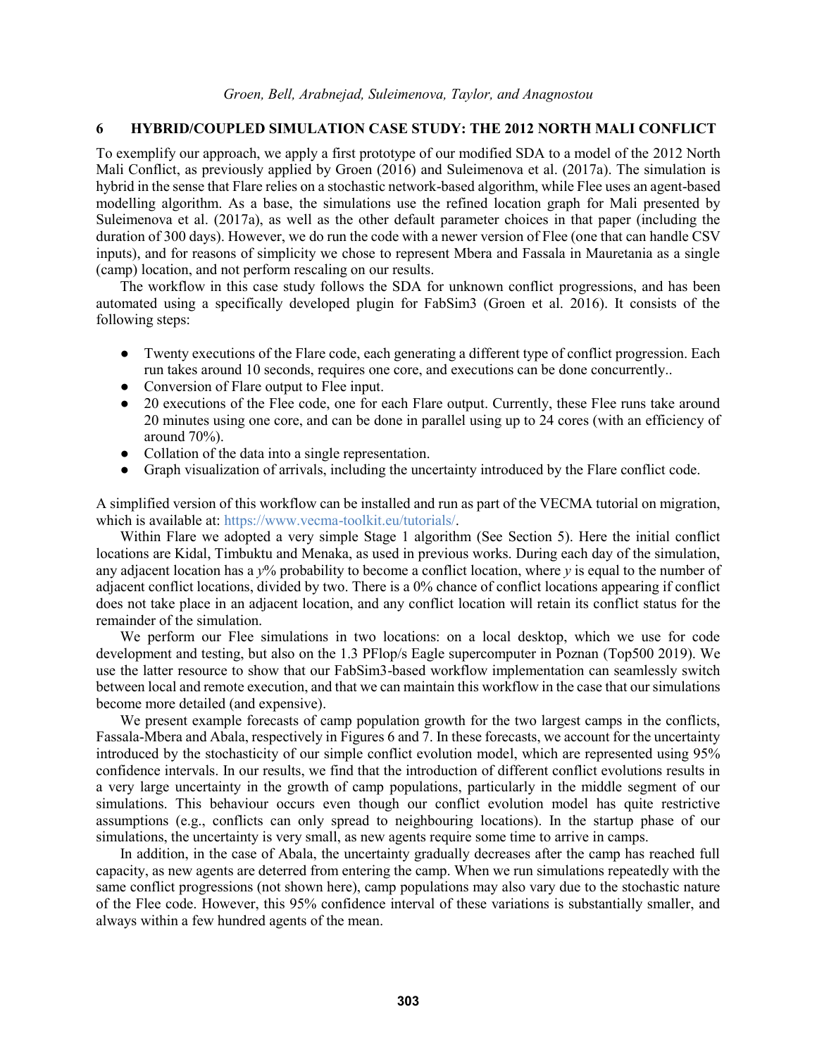## 6 HYBRID/COUPLED SIMULATION CASE STUDY: THE 2012 NORTH MALI CONFLICT

To exemplify our approach, we apply a first prototype of our modified SDA to a model of the 2012 North Mali Conflict, as previously applied by Groen (2016) and Suleimenova et al. (2017a). The simulation is hybrid in the sense that Flare relies on a stochastic network-based algorithm, while Flee uses an agent-based modelling algorithm. As a base, the simulations use the refined location graph for Mali presented by Suleimenova et al. (2017a), as well as the other default parameter choices in that paper (including the duration of 300 days). However, we do run the code with a newer version of Flee (one that can handle CSV inputs), and for reasons of simplicity we chose to represent Mbera and Fassala in Mauretania as a single (camp) location, and not perform rescaling on our results.

The workflow in this case study follows the SDA for unknown conflict progressions, and has been automated using a specifically developed plugin for FabSim3 (Groen et al. 2016). It consists of the following steps:

- Twenty executions of the Flare code, each generating a different type of conflict progression. Each run takes around 10 seconds, requires one core, and executions can be done concurrently..
- Conversion of Flare output to Flee input.
- 20 executions of the Flee code, one for each Flare output. Currently, these Flee runs take around 20 minutes using one core, and can be done in parallel using up to 24 cores (with an efficiency of around 70%).
- Collation of the data into a single representation.
- Graph visualization of arrivals, including the uncertainty introduced by the Flare conflict code.

A simplified version of this workflow can be installed and run as part of the VECMA tutorial on migration, which is available at: https://www.vecma-toolkit.eu/tutorials/.

Within Flare we adopted a very simple Stage 1 algorithm (See Section 5). Here the initial conflict locations are Kidal, Timbuktu and Menaka, as used in previous works. During each day of the simulation, any adjacent location has a $y$% probability to become a conflict location, where $y$ is equal to the number of adjacent conflict locations, divided by two. There is a 0% chance of conflict locations appearing if conflict does not take place in an adjacent location, and any conflict location will retain its conflict status for the remainder of the simulation.

We perform our Flee simulations in two locations: on a local desktop, which we use for code development and testing, but also on the 1.3 PFlop/s Eagle supercomputer in Poznan (Top500 2019). We use the latter resource to show that our FabSim3-based workflow implementation can seamlessly switch between local and remote execution, and that we can maintain this workflow in the case that our simulations become more detailed (and expensive).

We present example forecasts of camp population growth for the two largest camps in the conflicts, Fassala-Mbera and Abala, respectively in Figures 6 and 7. In these forecasts, we account for the uncertainty introduced by the stochasticity of our simple conflict evolution model, which are represented using 95% confidence intervals. In our results, we find that the introduction of different conflict evolutions results in a very large uncertainty in the growth of camp populations, particularly in the middle segment of our simulations. This behaviour occurs even though our conflict evolution model has quite restrictive assumptions (e.g., conflicts can only spread to neighbouring locations). In the startup phase of our simulations, the uncertainty is very small, as new agents require some time to arrive in camps.

In addition, in the case of Abala, the uncertainty gradually decreases after the camp has reached full capacity, as new agents are deterred from entering the camp. When we run simulations repeatedly with the same conflict progressions (not shown here), camp populations may also vary due to the stochastic nature of the Flee code. However, this 95% confidence interval of these variations is substantially smaller, and always within a few hundred agents of the mean.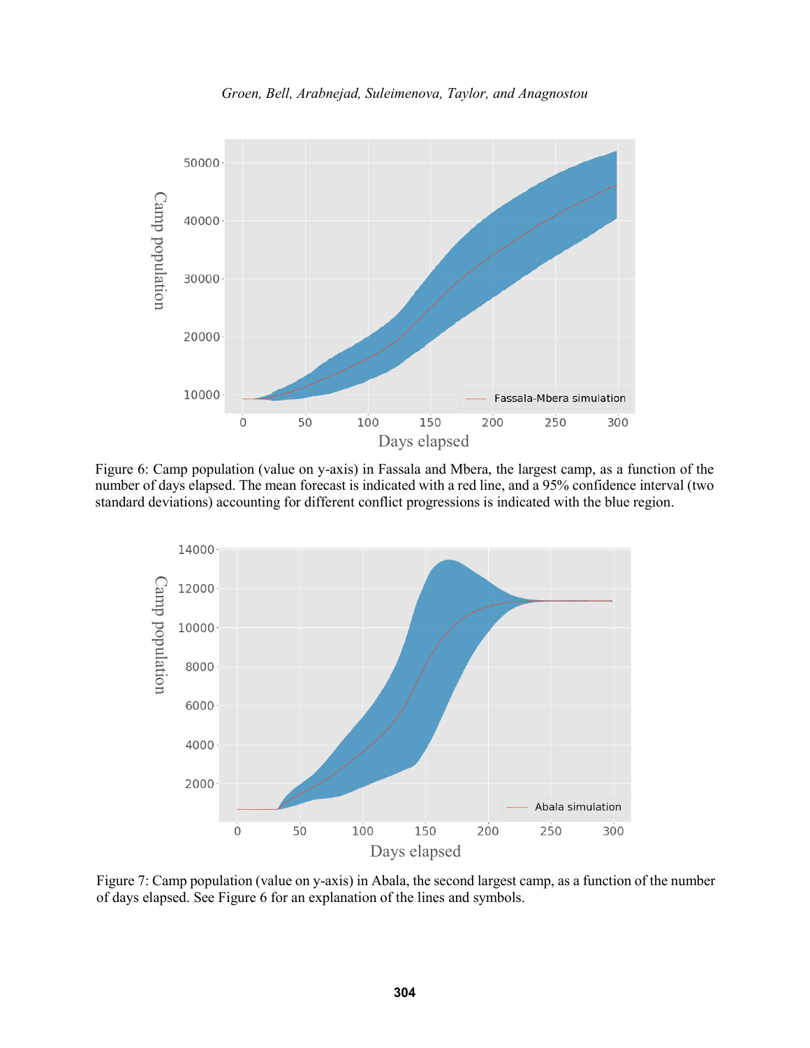Figure 6: Camp population (value on y-axis) in Fassala and Mbera, the largest camp, as a function of the number of days elapsed. The mean forecast is indicated with a red line, and a 95% confidence interval (two standard deviations) accounting for different conflict progressions is indicated with the blue region.

Figure 7: Camp population (value on y-axis) in Abala, the second largest camp, as a function of the number of days elapsed. See Figure 6 for an explanation of the lines and symbols.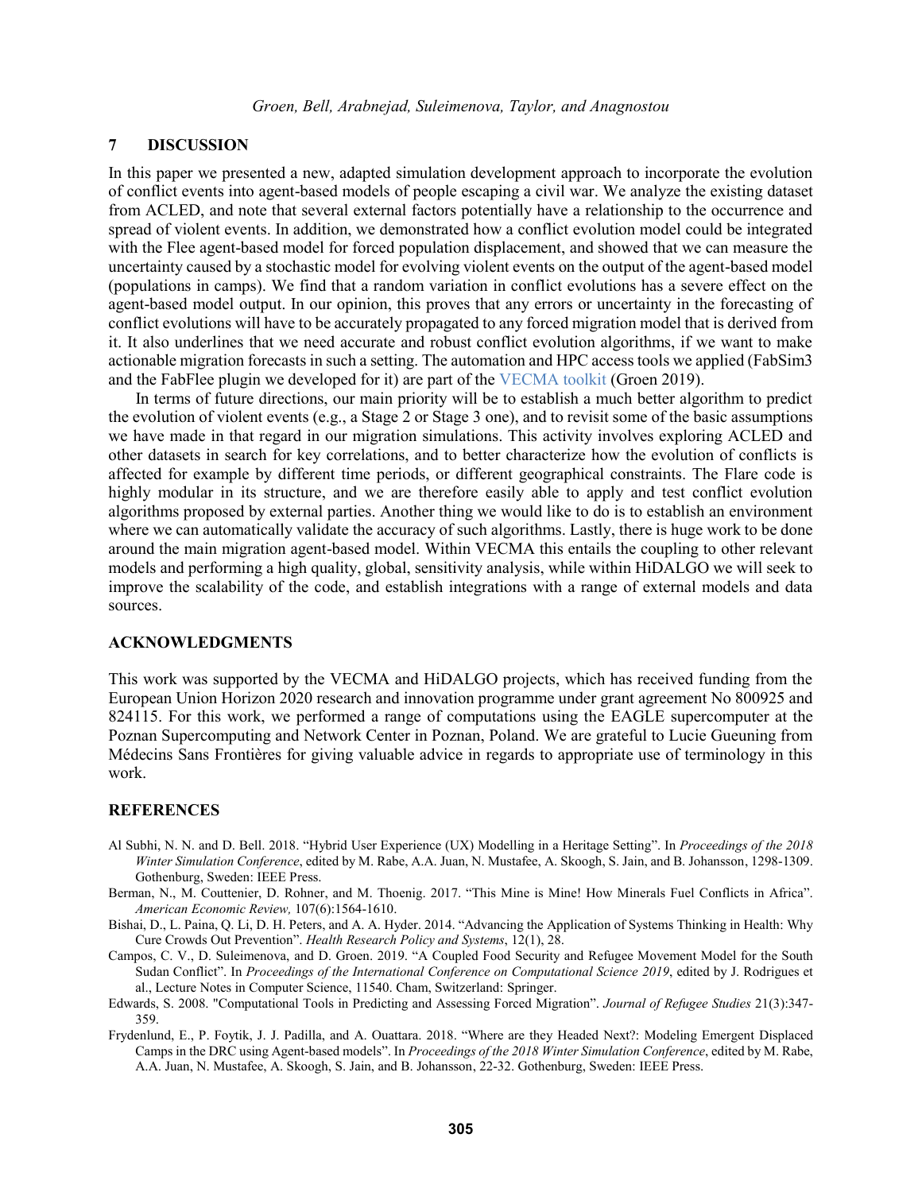## 7 DISCUSSION

In this paper we presented a new, adapted simulation development approach to incorporate the evolution of conflict events into agent-based models of people escaping a civil war. We analyze the existing dataset from ACLED, and note that several external factors potentially have a relationship to the occurrence and spread of violent events. In addition, we demonstrated how a conflict evolution model could be integrated with the Flee agent-based model for forced population displacement, and showed that we can measure the uncertainty caused by a stochastic model for evolving violent events on the output of the agent-based model (populations in camps). We find that a random variation in conflict evolutions has a severe effect on the agent-based model output. In our opinion, this proves that any errors or uncertainty in the forecasting of conflict evolutions will have to be accurately propagated to any forced migration model that is derived from it. It also underlines that we need accurate and robust conflict evolution algorithms, if we want to make actionable migration forecasts in such a setting. The automation and HPC access tools we applied (FabSim3 and the FabFlee plugin we developed for it) are part of the VECMA toolkit (Groen 2019).

In terms of future directions, our main priority will be to establish a much better algorithm to predict the evolution of violent events (e.g., a Stage 2 or Stage 3 one), and to revisit some of the basic assumptions we have made in that regard in our migration simulations. This activity involves exploring ACLED and other datasets in search for key correlations, and to better characterize how the evolution of conflicts is affected for example by different time periods, or different geographical constraints. The Flare code is highly modular in its structure, and we are therefore easily able to apply and test conflict evolution algorithms proposed by external parties. Another thing we would like to do is to establish an environment where we can automatically validate the accuracy of such algorithms. Lastly, there is huge work to be done around the main migration agent-based model. Within VECMA this entails the coupling to other relevant models and performing a high quality, global, sensitivity analysis, while within HiDALGO we will seek to improve the scalability of the code, and establish integrations with a range of external models and data sources.

## ACKNOWLEDGMENTS

This work was supported by the VECMA and HiDALGO projects, which has received funding from the European Union Horizon 2020 research and innovation programme under grant agreement No 800925 and 824115. For this work, we performed a range of computations using the EAGLE supercomputer at the Poznan Supercomputing and Network Center in Poznan, Poland. We are grateful to Lucie Gueuning from Médecins Sans Frontières for giving valuable advice in regards to appropriate use of terminology in this work.

## REFERENCES

Al Subhi, N. N. and D. Bell. 2018. "Hybrid User Experience (UX) Modelling in a Heritage Setting". In *Proceedings of the 2018 Winter Simulation Conference*, edited by M. Rabe, A.A. Juan, N. Mustafee, A. Skoogh, S. Jain, and B. Johansson, 1298-1309. Gothenburg, Sweden: IEEE Press.

Berman, N., M. Couttenier, D. Rohner, and M. Thoenig. 2017. "This Mine is Mine! How Minerals Fuel Conflicts in Africa". *American Economic Review,* 107(6):1564-1610.

Bishai, D., L. Paina, Q. Li, D. H. Peters, and A. A. Hyder. 2014. "Advancing the Application of Systems Thinking in Health: Why Cure Crowds Out Prevention". *Health Research Policy and Systems*, 12(1), 28.

Campos, C. V., D. Suleimenova, and D. Groen. 2019. "A Coupled Food Security and Refugee Movement Model for the South Sudan Conflict". In *Proceedings of the International Conference on Computational Science 2019*, edited by J. Rodrigues et al., Lecture Notes in Computer Science, 11540. Cham, Switzerland: Springer.

Edwards, S. 2008. "Computational Tools in Predicting and Assessing Forced Migration". *Journal of Refugee Studies* 21(3):347-359.

Frydenlund, E., P. Foytik, J. J. Padilla, and A. Ouattara. 2018. "Where are they Headed Next?: Modeling Emergent Displaced Camps in the DRC using Agent-based models". In *Proceedings of the 2018 Winter Simulation Conference*, edited by M. Rabe, A.A. Juan, N. Mustafee, A. Skoogh, S. Jain, and B. Johansson, 22-32. Gothenburg, Sweden: IEEE Press.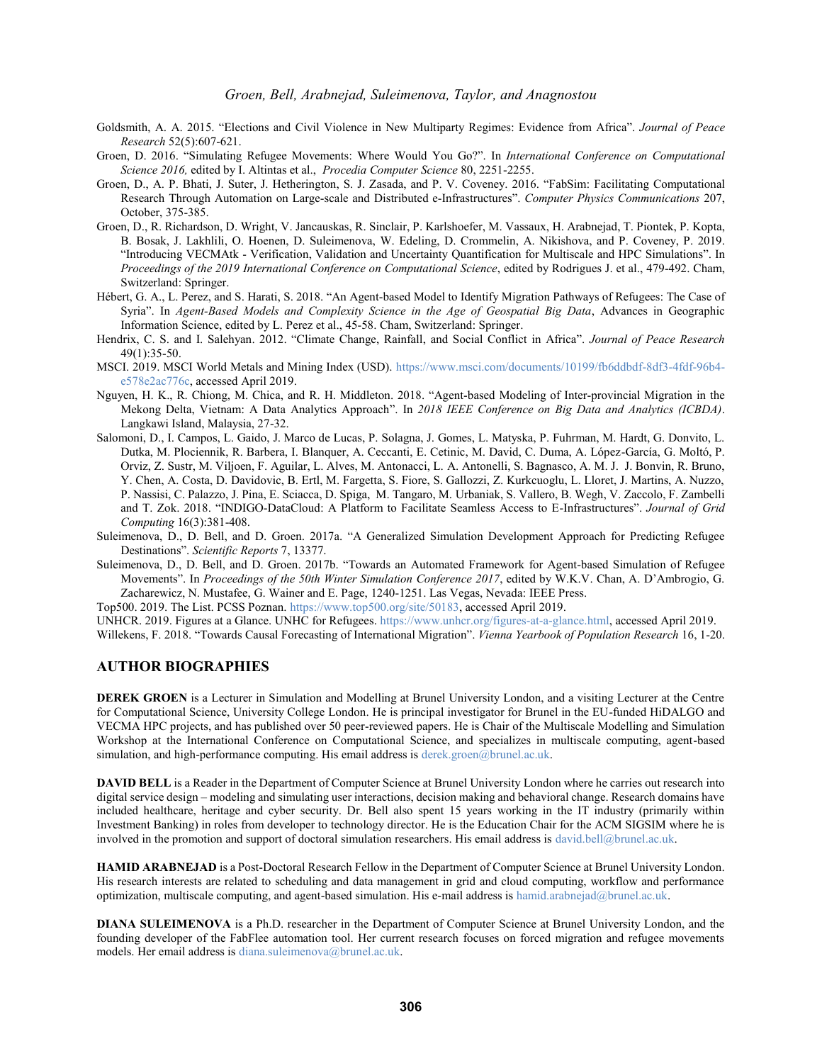Goldsmith, A. A. 2015. "Elections and Civil Violence in New Multiparty Regimes: Evidence from Africa". *Journal of Peace Research* 52(5):607-621.

Groen, D. 2016. "Simulating Refugee Movements: Where Would You Go?". In *International Conference on Computational Science 2016,* edited by I. Altintas et al., *Procedia Computer Science* 80, 2251-2255.

Groen, D., A. P. Bhati, J. Suter, J. Hetherington, S. J. Zasada, and P. V. Coveney. 2016. "FabSim: Facilitating Computational Research Through Automation on Large-scale and Distributed e-Infrastructures". *Computer Physics Communications* 207, October, 375-385.

Groen, D., R. Richardson, D. Wright, V. Jancauskas, R. Sinclair, P. Karlshoefer, M. Vassaux, H. Arabnejad, T. Piontek, P. Kopta, B. Bosak, J. Lakhlili, O. Hoenen, D. Suleimenova, W. Edeling, D. Crommelin, A. Nikishova, and P. Coveney, P. 2019. "Introducing VECMAtk - Verification, Validation and Uncertainty Quantification for Multiscale and HPC Simulations". In *Proceedings of the 2019 International Conference on Computational Science*, edited by Rodrigues J. et al., 479-492. Cham, Switzerland: Springer.

Hébert, G. A., L. Perez, and S. Harati, S. 2018. "An Agent-based Model to Identify Migration Pathways of Refugees: The Case of Syria". In *Agent-Based Models and Complexity Science in the Age of Geospatial Big Data*, Advances in Geographic Information Science, edited by L. Perez et al., 45-58. Cham, Switzerland: Springer.

Hendrix, C. S. and I. Salehyan. 2012. "Climate Change, Rainfall, and Social Conflict in Africa". *Journal of Peace Research* 49(1):35-50.

MSCI. 2019. MSCI World Metals and Mining Index (USD). https://www.msci.com/documents/10199/fb6ddbdf-8df3-4fdf-96b4-e578e2ac776c, accessed April 2019.

Nguyen, H. K., R. Chiong, M. Chica, and R. H. Middleton. 2018. "Agent-based Modeling of Inter-provincial Migration in the Mekong Delta, Vietnam: A Data Analytics Approach". In *2018 IEEE Conference on Big Data and Analytics (ICBDA)*. Langkawi Island, Malaysia, 27-32.

Salomoni, D., I. Campos, L. Gaido, J. Marco de Lucas, P. Solagna, J. Gomes, L. Matyska, P. Fuhrman, M. Hardt, G. Donvito, L. Dutka, M. Plociennik, R. Barbera, I. Blanquer, A. Ceccanti, E. Cetinic, M. David, C. Duma, A. López-García, G. Moltó, P. Orviz, Z. Sustr, M. Viljoen, F. Aguilar, L. Alves, M. Antonacci, L. A. Antonelli, S. Bagnasco, A. M. J. J. Bonvin, R. Bruno, Y. Chen, A. Costa, D. Davidovic, B. Ertl, M. Fargetta, S. Fiore, S. Gallozzi, Z. Kurkcuoglu, L. Lloret, J. Martins, A. Nuzzo, P. Nassisi, C. Palazzo, J. Pina, E. Sciacca, D. Spiga, M. Tangaro, M. Urbaniak, S. Vallero, B. Wegh, V. Zaccolo, F. Zambelli and T. Zok. 2018. "INDIGO-DataCloud: A Platform to Facilitate Seamless Access to E-Infrastructures". *Journal of Grid Computing* 16(3):381-408.

Suleimenova, D., D. Bell, and D. Groen. 2017a. "A Generalized Simulation Development Approach for Predicting Refugee Destinations". *Scientific Reports* 7, 13377.

Suleimenova, D., D. Bell, and D. Groen. 2017b. "Towards an Automated Framework for Agent-based Simulation of Refugee Movements". In *Proceedings of the 50th Winter Simulation Conference 2017*, edited by W.K.V. Chan, A. D'Ambrogio, G. Zacharewicz, N. Mustafee, G. Wainer and E. Page, 1240-1251. Las Vegas, Nevada: IEEE Press.

Top500. 2019. The List. PCSS Poznan. https://www.top500.org/site/50183, accessed April 2019.

UNHCR. 2019. Figures at a Glance. UNHC for Refugees. https://www.unhcr.org/figures-at-a-glance.html, accessed April 2019.

Willekens, F. 2018. "Towards Causal Forecasting of International Migration". *Vienna Yearbook of Population Research* 16, 1-20.

## AUTHOR BIOGRAPHIES

**DEREK GROEN** is a Lecturer in Simulation and Modelling at Brunel University London, and a visiting Lecturer at the Centre for Computational Science, University College London. He is principal investigator for Brunel in the EU-funded HiDALGO and VECMA HPC projects, and has published over 50 peer-reviewed papers. He is Chair of the Multiscale Modelling and Simulation Workshop at the International Conference on Computational Science, and specializes in multiscale computing, agent-based simulation, and high-performance computing. His email address is derek.groen@brunel.ac.uk.

**DAVID BELL** is a Reader in the Department of Computer Science at Brunel University London where he carries out research into digital service design – modeling and simulating user interactions, decision making and behavioral change. Research domains have included healthcare, heritage and cyber security. Dr. Bell also spent 15 years working in the IT industry (primarily within Investment Banking) in roles from developer to technology director. He is the Education Chair for the ACM SIGSIM where he is involved in the promotion and support of doctoral simulation researchers. His email address is david.bell@brunel.ac.uk.

**HAMID ARABNEJAD** is a Post-Doctoral Research Fellow in the Department of Computer Science at Brunel University London. His research interests are related to scheduling and data management in grid and cloud computing, workflow and performance optimization, multiscale computing, and agent-based simulation. His e-mail address is hamid.arabnejad@brunel.ac.uk.

**DIANA SULEIMENOVA** is a Ph.D. researcher in the Department of Computer Science at Brunel University London, and the founding developer of the FabFlee automation tool. Her current research focuses on forced migration and refugee movements models. Her email address is diana.suleimenova@brunel.ac.uk.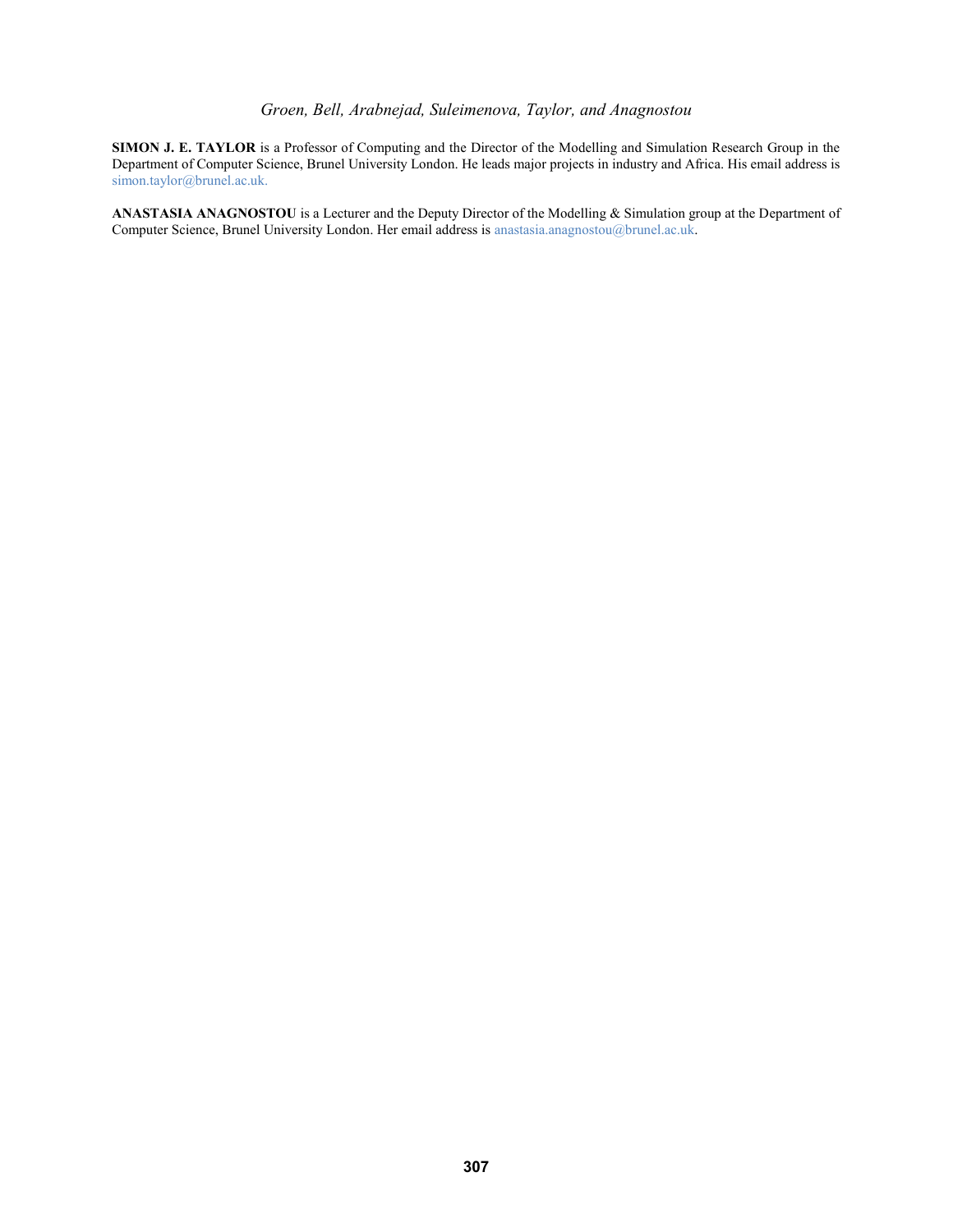**SIMON J. E. TAYLOR** is a Professor of Computing and the Director of the Modelling and Simulation Research Group in the Department of Computer Science, Brunel University London. He leads major projects in industry and Africa. His email address is simon.taylor@brunel.ac.uk.

**ANASTASIA ANAGNOSTOU** is a Lecturer and the Deputy Director of the Modelling & Simulation group at the Department of Computer Science, Brunel University London. Her email address is anastasia.anagnostou@brunel.ac.uk.